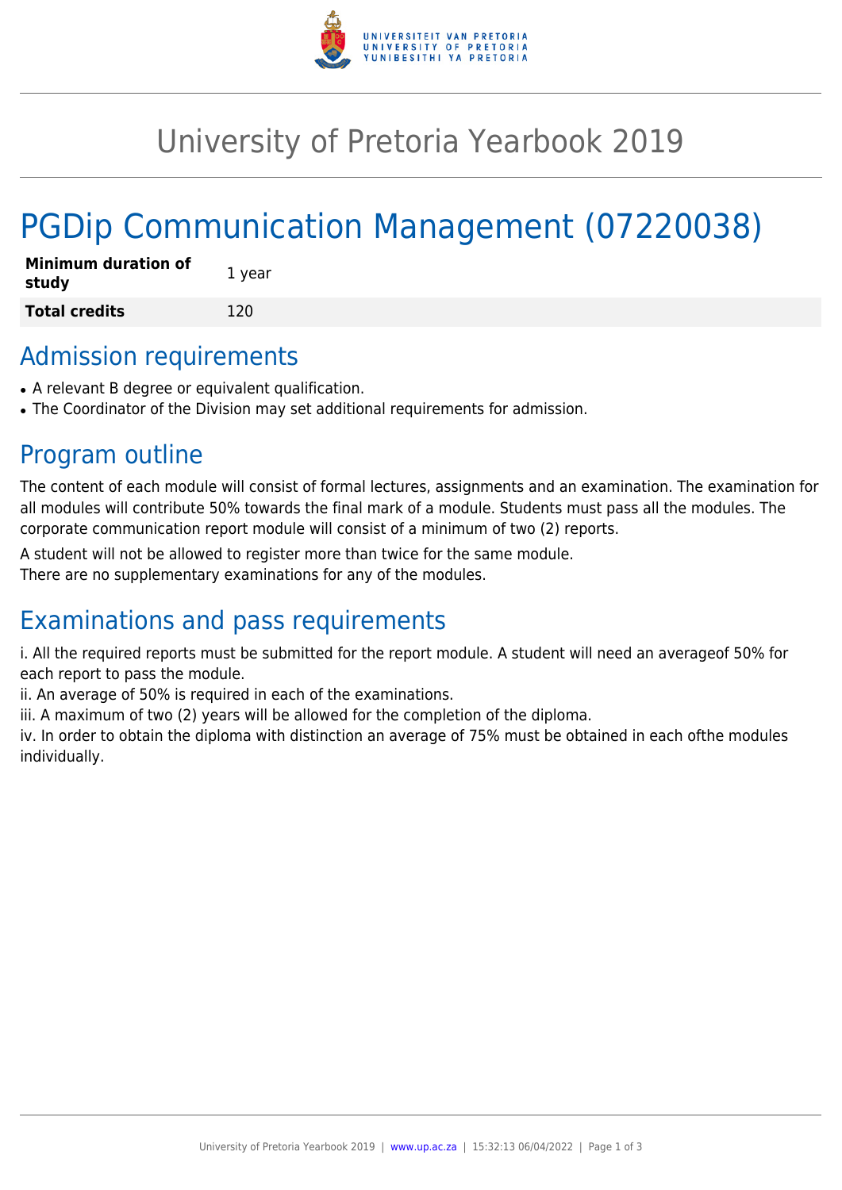# University of Pretoria Yearbook 2019

# PGDip Communication Management (07220038)

| Minimum duration of study | 1 year |
| --- | --- |
| **Total credits** | 120 |

## Admission requirements

- A relevant B degree or equivalent qualification.
- The Coordinator of the Division may set additional requirements for admission.

## Program outline

The content of each module will consist of formal lectures, assignments and an examination. The examination for all modules will contribute 50% towards the final mark of a module. Students must pass all the modules. The corporate communication report module will consist of a minimum of two (2) reports.

A student will not be allowed to register more than twice for the same module.
There are no supplementary examinations for any of the modules.

## Examinations and pass requirements

i. All the required reports must be submitted for the report module. A student will need an averageof 50% for each report to pass the module.
ii. An average of 50% is required in each of the examinations.
iii. A maximum of two (2) years will be allowed for the completion of the diploma.
iv. In order to obtain the diploma with distinction an average of 75% must be obtained in each ofthe modules individually.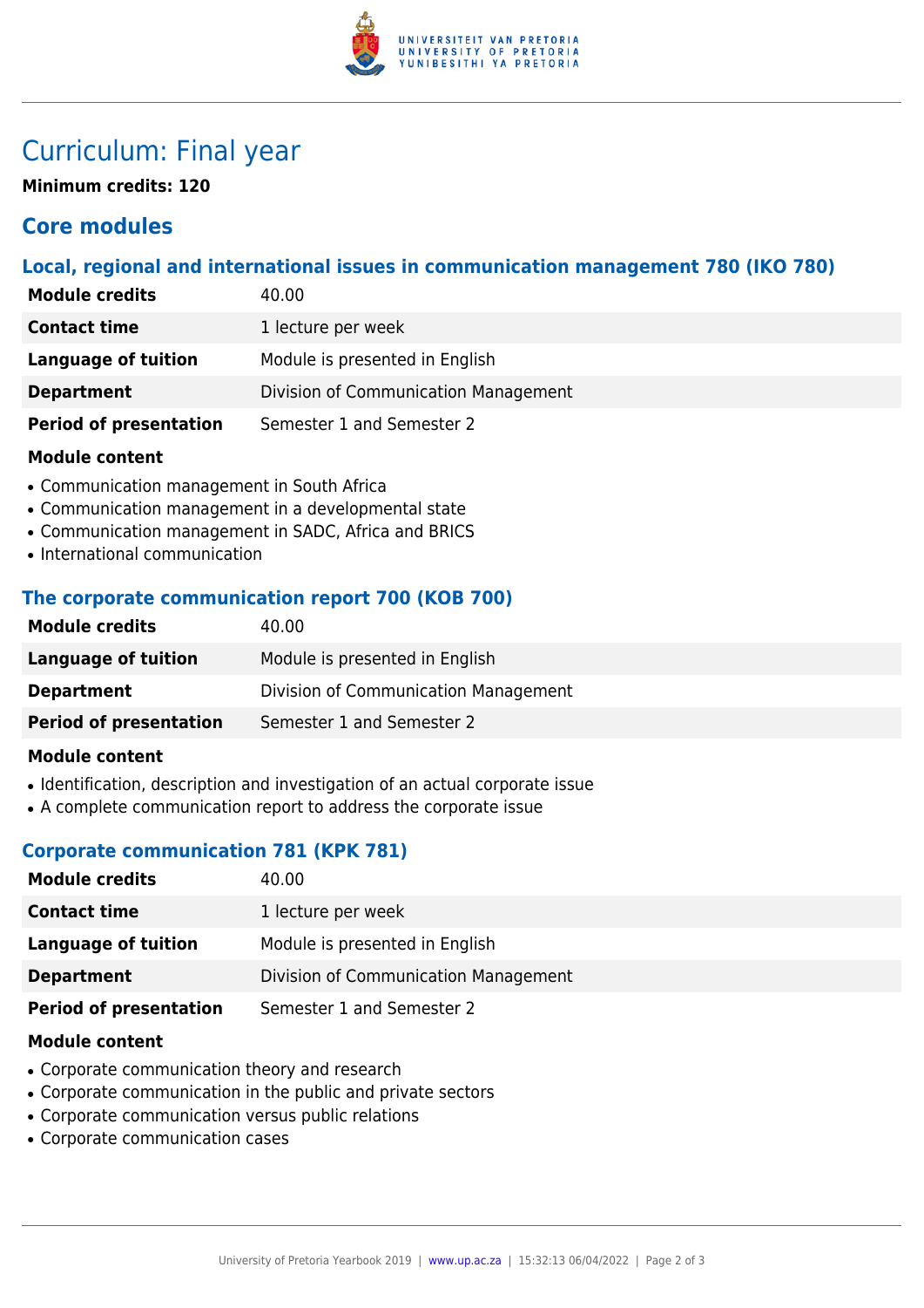# Curriculum: Final year

**Minimum credits: 120**

## Core modules

### Local, regional and international issues in communication management 780 (IKO 780)

| | |
|---|---|
| **Module credits** | 40.00 |
| **Contact time** | 1 lecture per week |
| **Language of tuition** | Module is presented in English |
| **Department** | Division of Communication Management |
| **Period of presentation** | Semester 1 and Semester 2 |

**Module content**

- Communication management in South Africa
- Communication management in a developmental state
- Communication management in SADC, Africa and BRICS
- International communication

### The corporate communication report 700 (KOB 700)

| | |
|---|---|
| **Module credits** | 40.00 |
| **Language of tuition** | Module is presented in English |
| **Department** | Division of Communication Management |
| **Period of presentation** | Semester 1 and Semester 2 |

**Module content**

- Identification, description and investigation of an actual corporate issue
- A complete communication report to address the corporate issue

### Corporate communication 781 (KPK 781)

| | |
|---|---|
| **Module credits** | 40.00 |
| **Contact time** | 1 lecture per week |
| **Language of tuition** | Module is presented in English |
| **Department** | Division of Communication Management |
| **Period of presentation** | Semester 1 and Semester 2 |

**Module content**

- Corporate communication theory and research
- Corporate communication in the public and private sectors
- Corporate communication versus public relations
- Corporate communication cases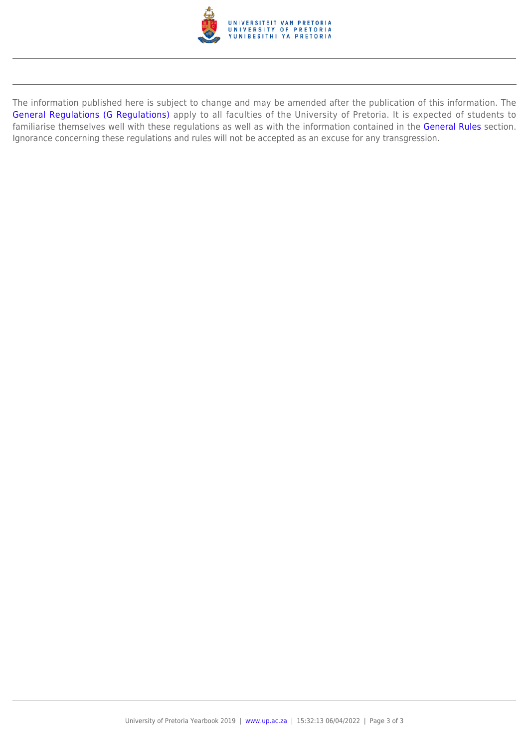The information published here is subject to change and may be amended after the publication of this information. The General Regulations (G Regulations) apply to all faculties of the University of Pretoria. It is expected of students to familiarise themselves well with these regulations as well as with the information contained in the General Rules section. Ignorance concerning these regulations and rules will not be accepted as an excuse for any transgression.